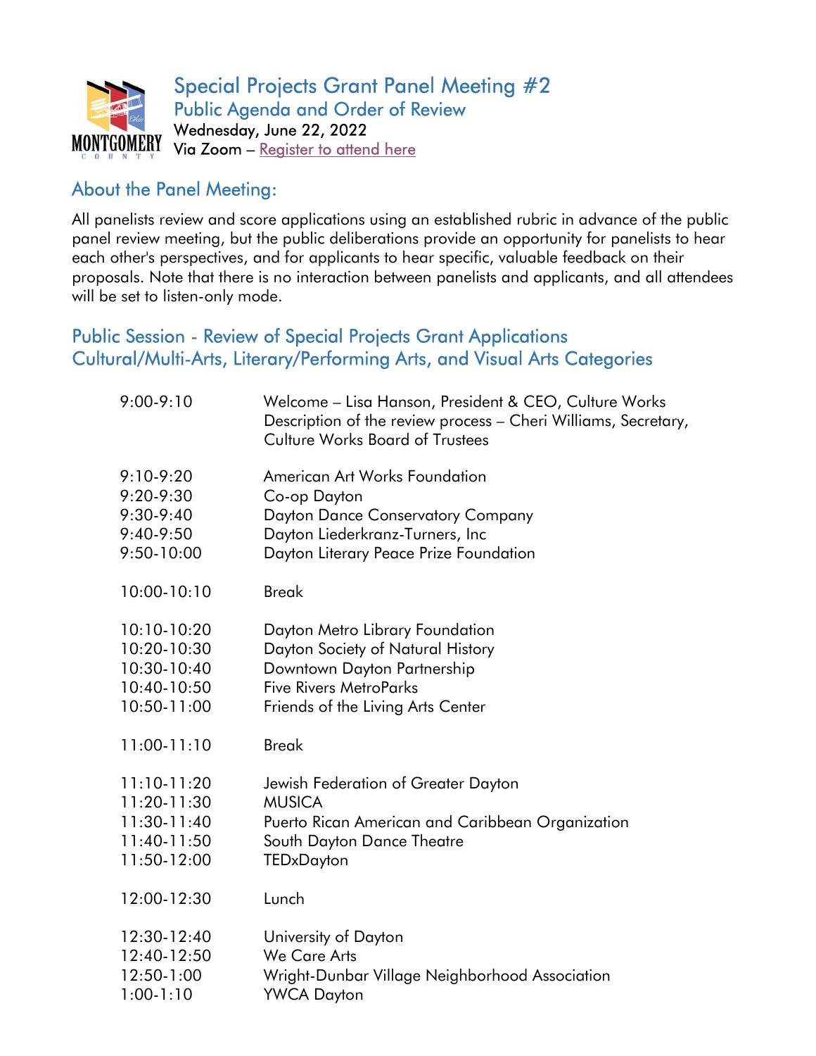# Special Projects Grant Panel Meeting #2

## Public Agenda and Order of Review

Wednesday, June 22, 2022

Via Zoom – Register to attend here

## About the Panel Meeting:

All panelists review and score applications using an established rubric in advance of the public panel review meeting, but the public deliberations provide an opportunity for panelists to hear each other's perspectives, and for applicants to hear specific, valuable feedback on their proposals. Note that there is no interaction between panelists and applicants, and all attendees will be set to listen-only mode.

## Public Session - Review of Special Projects Grant Applications Cultural/Multi-Arts, Literary/Performing Arts, and Visual Arts Categories

| | |
|---|---|
| 9:00-9:10 | Welcome – Lisa Hanson, President & CEO, Culture Works<br>Description of the review process – Cheri Williams, Secretary, Culture Works Board of Trustees |
| 9:10-9:20 | American Art Works Foundation |
| 9:20-9:30 | Co-op Dayton |
| 9:30-9:40 | Dayton Dance Conservatory Company |
| 9:40-9:50 | Dayton Liederkranz-Turners, Inc |
| 9:50-10:00 | Dayton Literary Peace Prize Foundation |
| 10:00-10:10 | Break |
| 10:10-10:20 | Dayton Metro Library Foundation |
| 10:20-10:30 | Dayton Society of Natural History |
| 10:30-10:40 | Downtown Dayton Partnership |
| 10:40-10:50 | Five Rivers MetroParks |
| 10:50-11:00 | Friends of the Living Arts Center |
| 11:00-11:10 | Break |
| 11:10-11:20 | Jewish Federation of Greater Dayton |
| 11:20-11:30 | MUSICA |
| 11:30-11:40 | Puerto Rican American and Caribbean Organization |
| 11:40-11:50 | South Dayton Dance Theatre |
| 11:50-12:00 | TEDxDayton |
| 12:00-12:30 | Lunch |
| 12:30-12:40 | University of Dayton |
| 12:40-12:50 | We Care Arts |
| 12:50-1:00 | Wright-Dunbar Village Neighborhood Association |
| 1:00-1:10 | YWCA Dayton |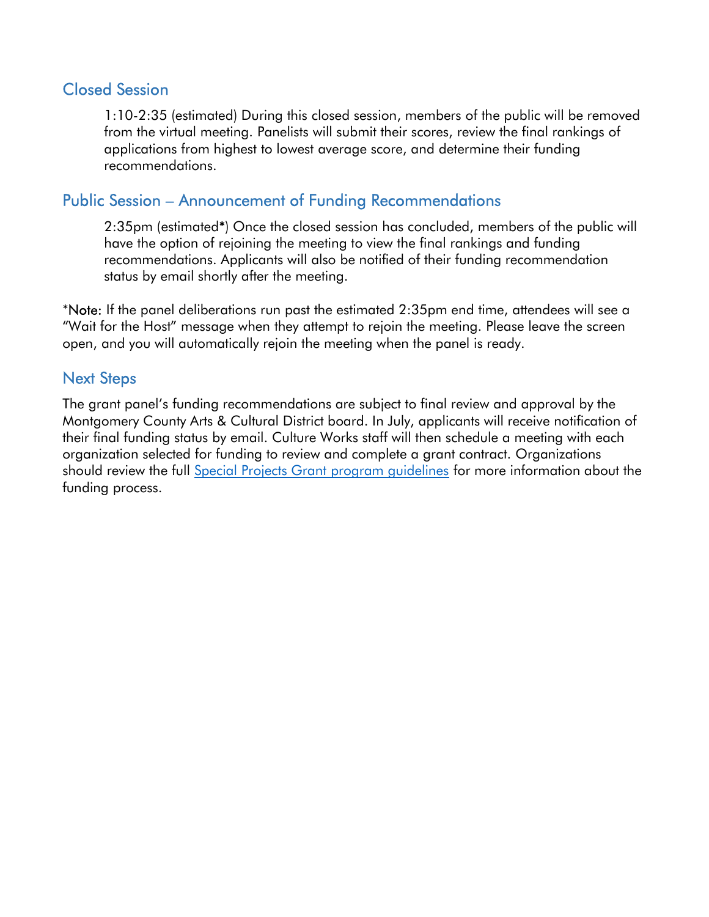## Closed Session

1:10-2:35 (estimated) During this closed session, members of the public will be removed from the virtual meeting. Panelists will submit their scores, review the final rankings of applications from highest to lowest average score, and determine their funding recommendations.

## Public Session – Announcement of Funding Recommendations

2:35pm (estimated*) Once the closed session has concluded, members of the public will have the option of rejoining the meeting to view the final rankings and funding recommendations. Applicants will also be notified of their funding recommendation status by email shortly after the meeting.

*Note: If the panel deliberations run past the estimated 2:35pm end time, attendees will see a "Wait for the Host" message when they attempt to rejoin the meeting. Please leave the screen open, and you will automatically rejoin the meeting when the panel is ready.

## Next Steps

The grant panel's funding recommendations are subject to final review and approval by the Montgomery County Arts & Cultural District board. In July, applicants will receive notification of their final funding status by email. Culture Works staff will then schedule a meeting with each organization selected for funding to review and complete a grant contract. Organizations should review the full Special Projects Grant program guidelines for more information about the funding process.